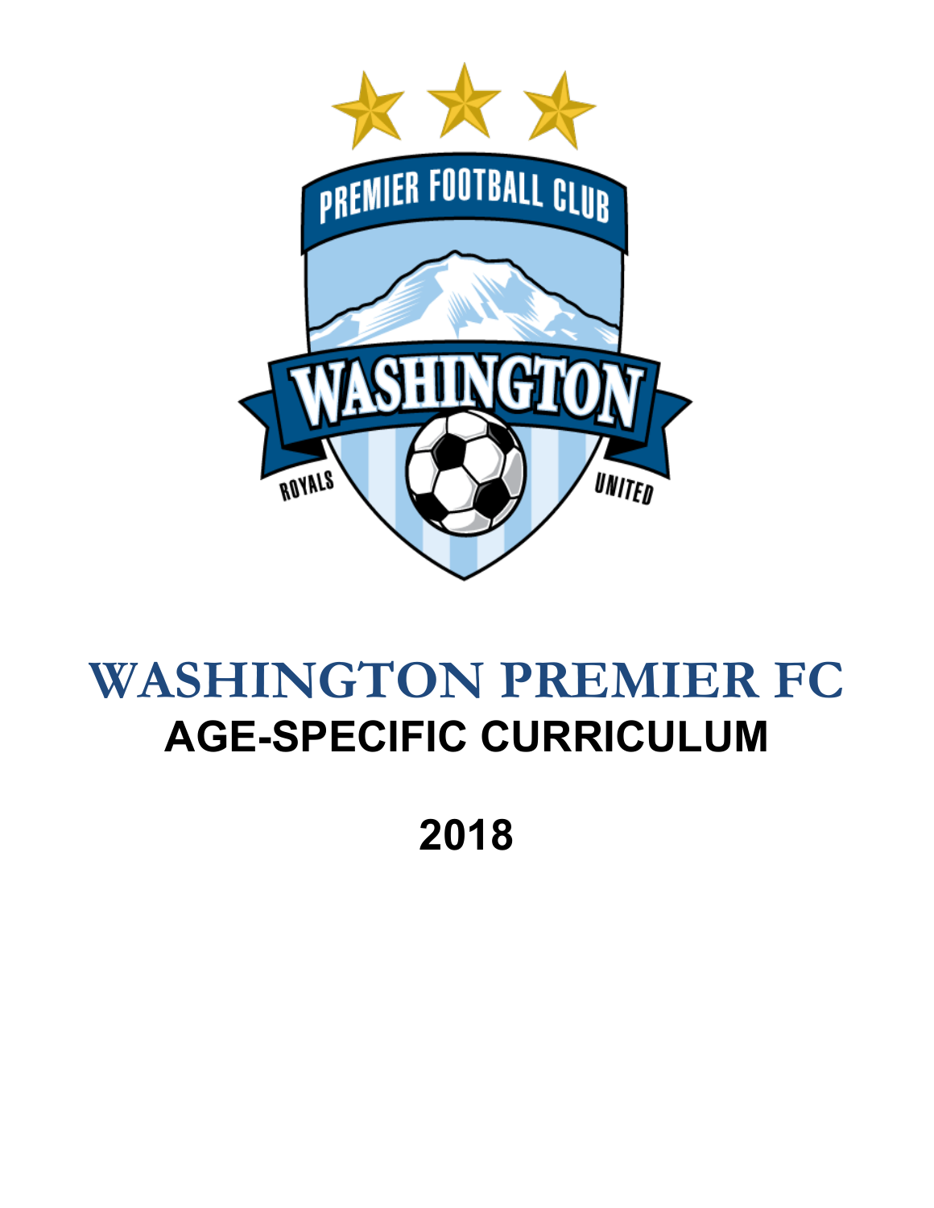# WASHINGTON PREMIER FC

## AGE-SPECIFIC CURRICULUM

## 2018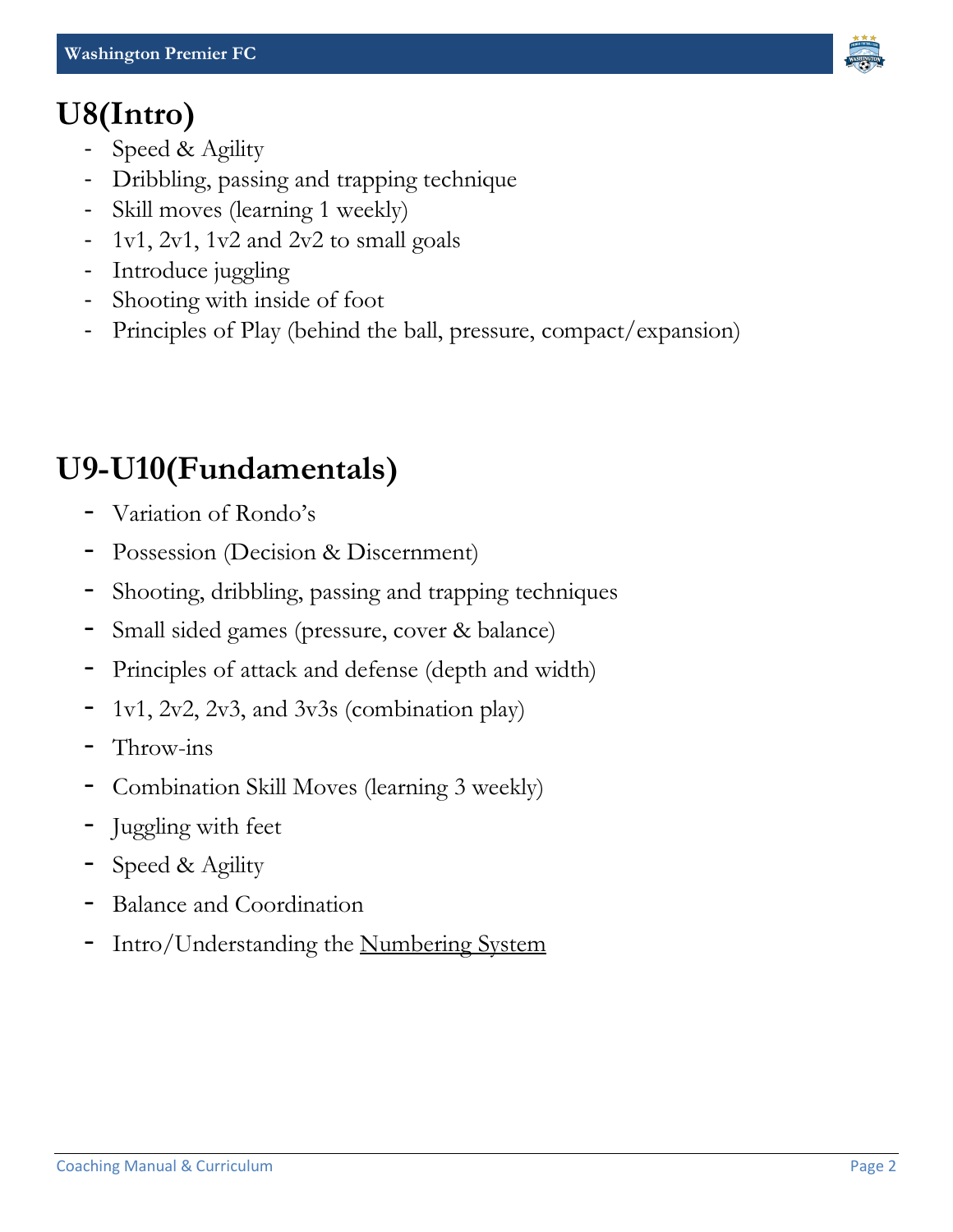# U8(Intro)

- Speed & Agility
- Dribbling, passing and trapping technique
- Skill moves (learning 1 weekly)
- 1v1, 2v1, 1v2 and 2v2 to small goals
- Introduce juggling
- Shooting with inside of foot
- Principles of Play (behind the ball, pressure, compact/expansion)

# U9-U10(Fundamentals)

- Variation of Rondo's
- Possession (Decision & Discernment)
- Shooting, dribbling, passing and trapping techniques
- Small sided games (pressure, cover & balance)
- Principles of attack and defense (depth and width)
- 1v1, 2v2, 2v3, and 3v3s (combination play)
- Throw-ins
- Combination Skill Moves (learning 3 weekly)
- Juggling with feet
- Speed & Agility
- Balance and Coordination
- Intro/Understanding the <u>Numbering System</u>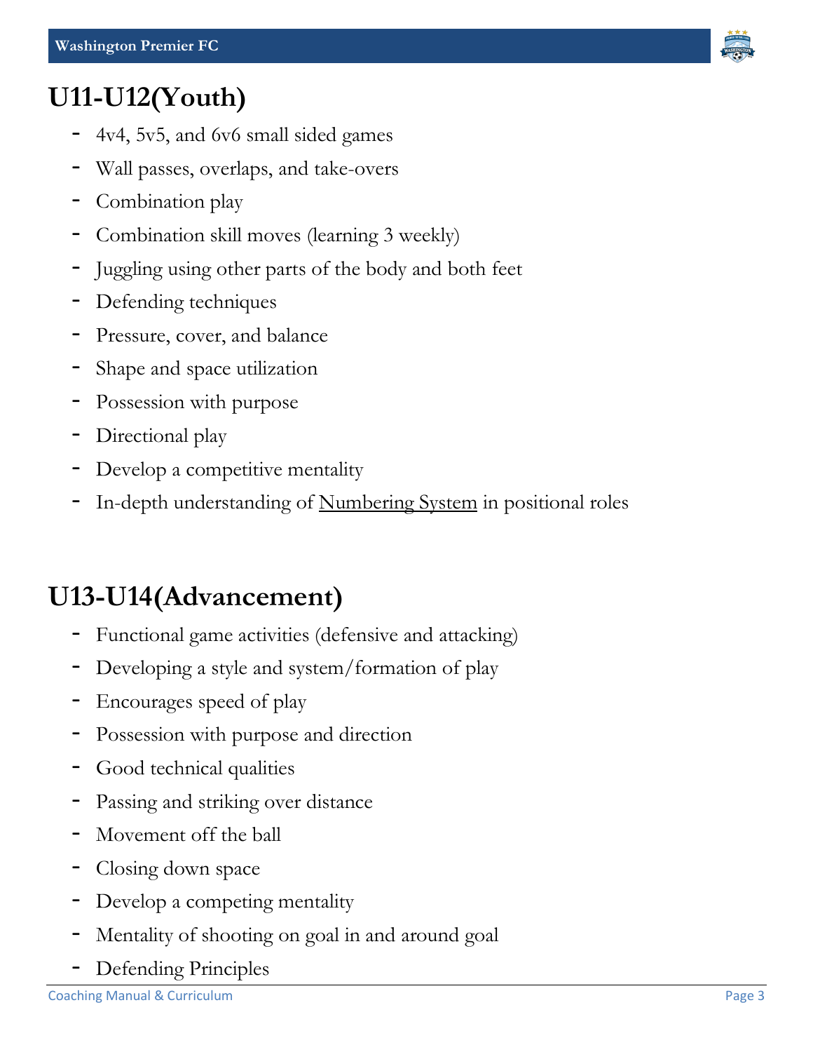# U11-U12(Youth)

- 4v4, 5v5, and 6v6 small sided games
- Wall passes, overlaps, and take-overs
- Combination play
- Combination skill moves (learning 3 weekly)
- Juggling using other parts of the body and both feet
- Defending techniques
- Pressure, cover, and balance
- Shape and space utilization
- Possession with purpose
- Directional play
- Develop a competitive mentality
- In-depth understanding of Numbering System in positional roles

# U13-U14(Advancement)

- Functional game activities (defensive and attacking)
- Developing a style and system/formation of play
- Encourages speed of play
- Possession with purpose and direction
- Good technical qualities
- Passing and striking over distance
- Movement off the ball
- Closing down space
- Develop a competing mentality
- Mentality of shooting on goal in and around goal
- Defending Principles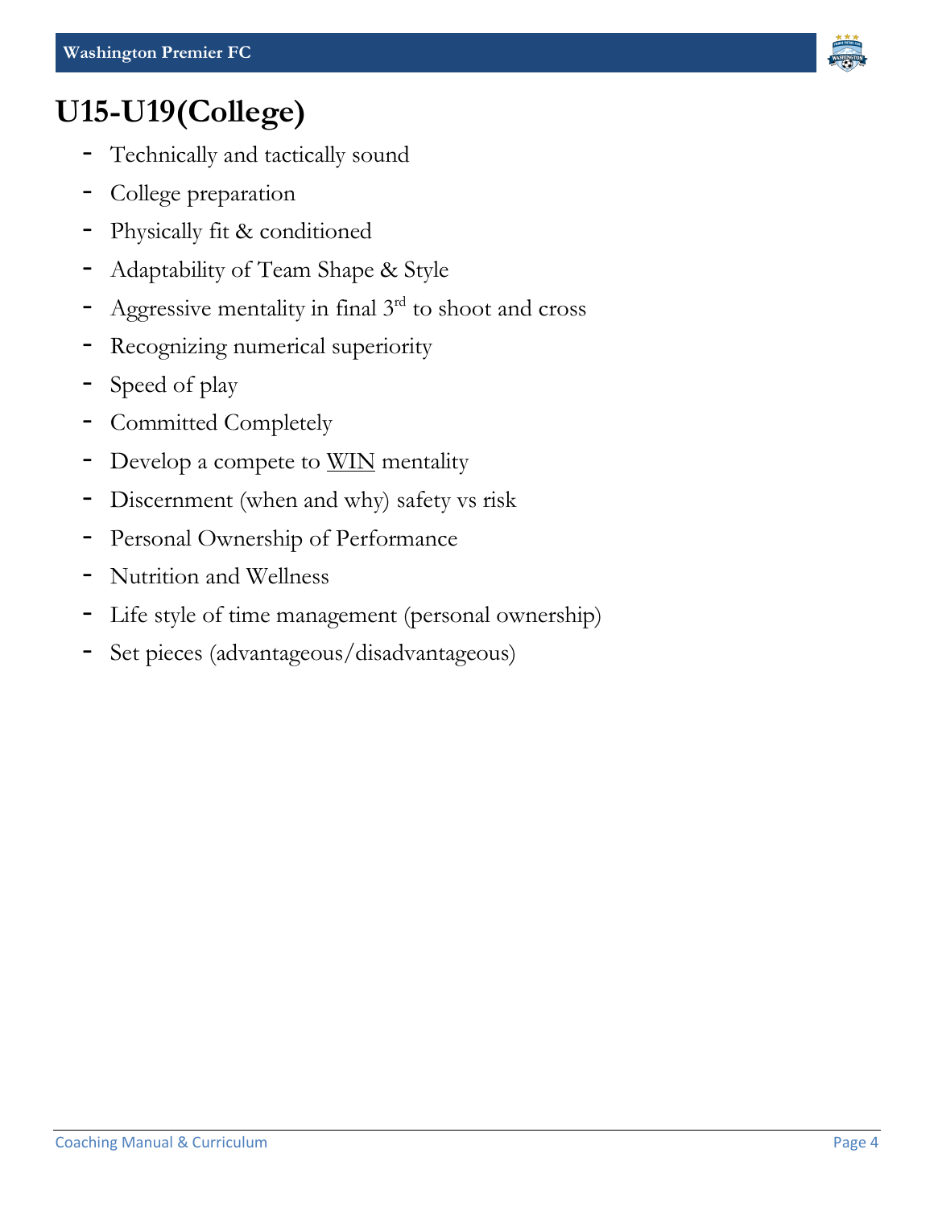# U15-U19(College)

- Technically and tactically sound
- College preparation
- Physically fit & conditioned
- Adaptability of Team Shape & Style
- Aggressive mentality in final 3rd to shoot and cross
- Recognizing numerical superiority
- Speed of play
- Committed Completely
- Develop a compete to <u>WIN</u> mentality
- Discernment (when and why) safety vs risk
- Personal Ownership of Performance
- Nutrition and Wellness
- Life style of time management (personal ownership)
- Set pieces (advantageous/disadvantageous)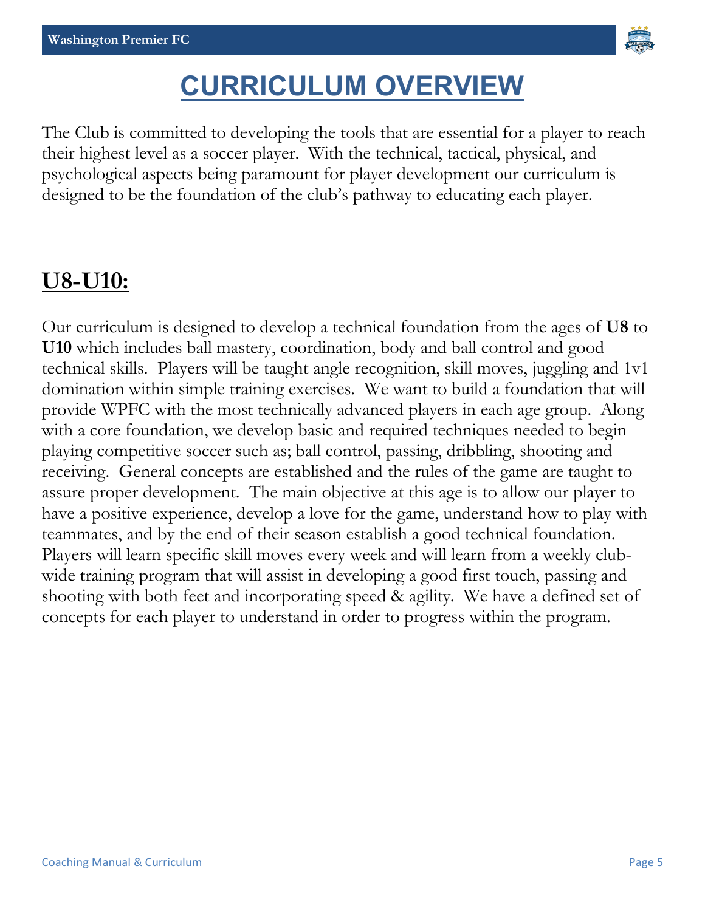# CURRICULUM OVERVIEW

The Club is committed to developing the tools that are essential for a player to reach their highest level as a soccer player. With the technical, tactical, physical, and psychological aspects being paramount for player development our curriculum is designed to be the foundation of the club's pathway to educating each player.

## U8-U10:

Our curriculum is designed to develop a technical foundation from the ages of **U8** to **U10** which includes ball mastery, coordination, body and ball control and good technical skills. Players will be taught angle recognition, skill moves, juggling and 1v1 domination within simple training exercises. We want to build a foundation that will provide WPFC with the most technically advanced players in each age group. Along with a core foundation, we develop basic and required techniques needed to begin playing competitive soccer such as; ball control, passing, dribbling, shooting and receiving. General concepts are established and the rules of the game are taught to assure proper development. The main objective at this age is to allow our player to have a positive experience, develop a love for the game, understand how to play with teammates, and by the end of their season establish a good technical foundation. Players will learn specific skill moves every week and will learn from a weekly club-wide training program that will assist in developing a good first touch, passing and shooting with both feet and incorporating speed & agility. We have a defined set of concepts for each player to understand in order to progress within the program.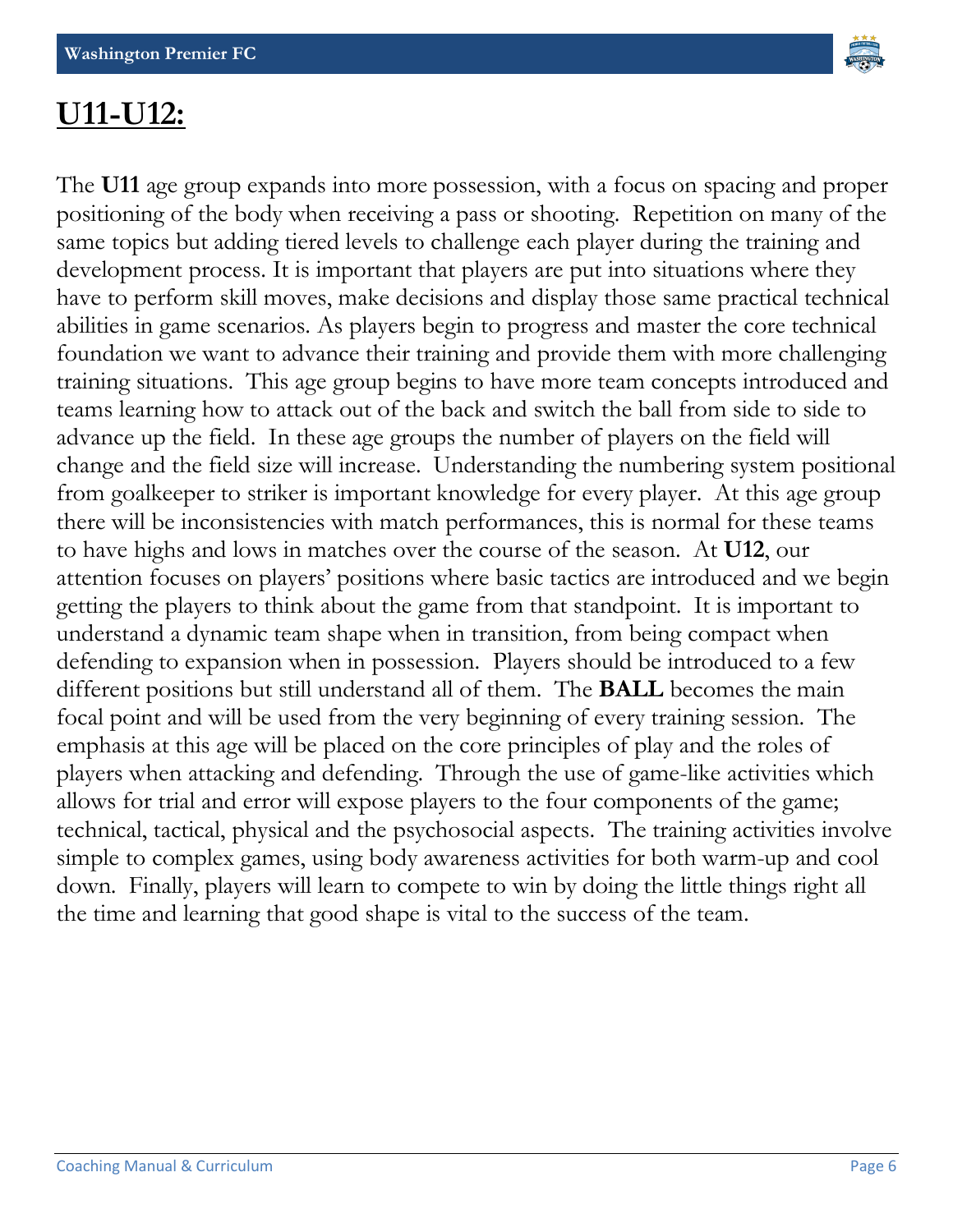# U11-U12:

The **U11** age group expands into more possession, with a focus on spacing and proper positioning of the body when receiving a pass or shooting. Repetition on many of the same topics but adding tiered levels to challenge each player during the training and development process. It is important that players are put into situations where they have to perform skill moves, make decisions and display those same practical technical abilities in game scenarios. As players begin to progress and master the core technical foundation we want to advance their training and provide them with more challenging training situations. This age group begins to have more team concepts introduced and teams learning how to attack out of the back and switch the ball from side to side to advance up the field. In these age groups the number of players on the field will change and the field size will increase. Understanding the numbering system positional from goalkeeper to striker is important knowledge for every player. At this age group there will be inconsistencies with match performances, this is normal for these teams to have highs and lows in matches over the course of the season. At **U12**, our attention focuses on players' positions where basic tactics are introduced and we begin getting the players to think about the game from that standpoint. It is important to understand a dynamic team shape when in transition, from being compact when defending to expansion when in possession. Players should be introduced to a few different positions but still understand all of them. The **BALL** becomes the main focal point and will be used from the very beginning of every training session. The emphasis at this age will be placed on the core principles of play and the roles of players when attacking and defending. Through the use of game-like activities which allows for trial and error will expose players to the four components of the game; technical, tactical, physical and the psychosocial aspects. The training activities involve simple to complex games, using body awareness activities for both warm-up and cool down. Finally, players will learn to compete to win by doing the little things right all the time and learning that good shape is vital to the success of the team.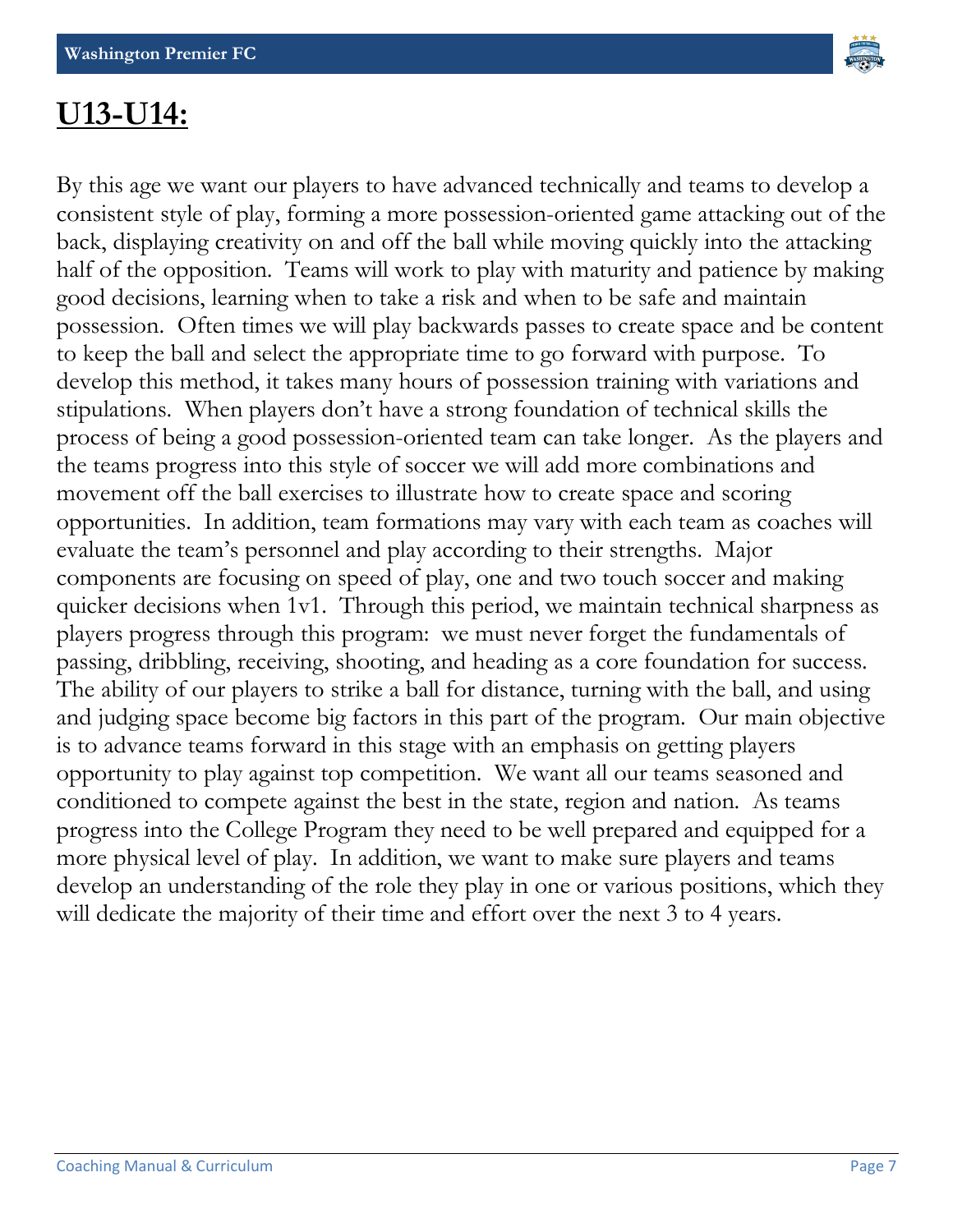# U13-U14:

By this age we want our players to have advanced technically and teams to develop a consistent style of play, forming a more possession-oriented game attacking out of the back, displaying creativity on and off the ball while moving quickly into the attacking half of the opposition. Teams will work to play with maturity and patience by making good decisions, learning when to take a risk and when to be safe and maintain possession. Often times we will play backwards passes to create space and be content to keep the ball and select the appropriate time to go forward with purpose. To develop this method, it takes many hours of possession training with variations and stipulations. When players don't have a strong foundation of technical skills the process of being a good possession-oriented team can take longer. As the players and the teams progress into this style of soccer we will add more combinations and movement off the ball exercises to illustrate how to create space and scoring opportunities. In addition, team formations may vary with each team as coaches will evaluate the team's personnel and play according to their strengths. Major components are focusing on speed of play, one and two touch soccer and making quicker decisions when 1v1. Through this period, we maintain technical sharpness as players progress through this program: we must never forget the fundamentals of passing, dribbling, receiving, shooting, and heading as a core foundation for success. The ability of our players to strike a ball for distance, turning with the ball, and using and judging space become big factors in this part of the program. Our main objective is to advance teams forward in this stage with an emphasis on getting players opportunity to play against top competition. We want all our teams seasoned and conditioned to compete against the best in the state, region and nation. As teams progress into the College Program they need to be well prepared and equipped for a more physical level of play. In addition, we want to make sure players and teams develop an understanding of the role they play in one or various positions, which they will dedicate the majority of their time and effort over the next 3 to 4 years.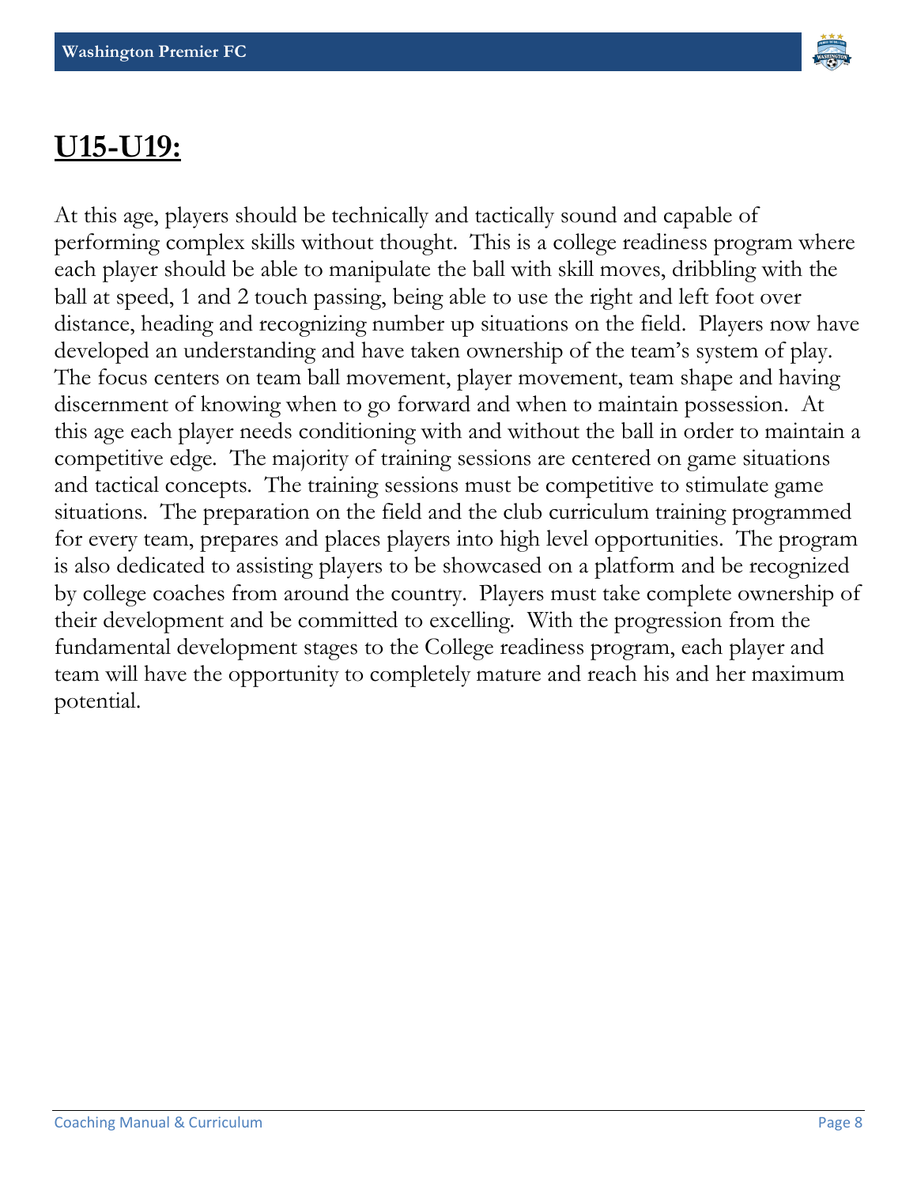## U15-U19:

At this age, players should be technically and tactically sound and capable of performing complex skills without thought. This is a college readiness program where each player should be able to manipulate the ball with skill moves, dribbling with the ball at speed, 1 and 2 touch passing, being able to use the right and left foot over distance, heading and recognizing number up situations on the field. Players now have developed an understanding and have taken ownership of the team's system of play. The focus centers on team ball movement, player movement, team shape and having discernment of knowing when to go forward and when to maintain possession. At this age each player needs conditioning with and without the ball in order to maintain a competitive edge. The majority of training sessions are centered on game situations and tactical concepts. The training sessions must be competitive to stimulate game situations. The preparation on the field and the club curriculum training programmed for every team, prepares and places players into high level opportunities. The program is also dedicated to assisting players to be showcased on a platform and be recognized by college coaches from around the country. Players must take complete ownership of their development and be committed to excelling. With the progression from the fundamental development stages to the College readiness program, each player and team will have the opportunity to completely mature and reach his and her maximum potential.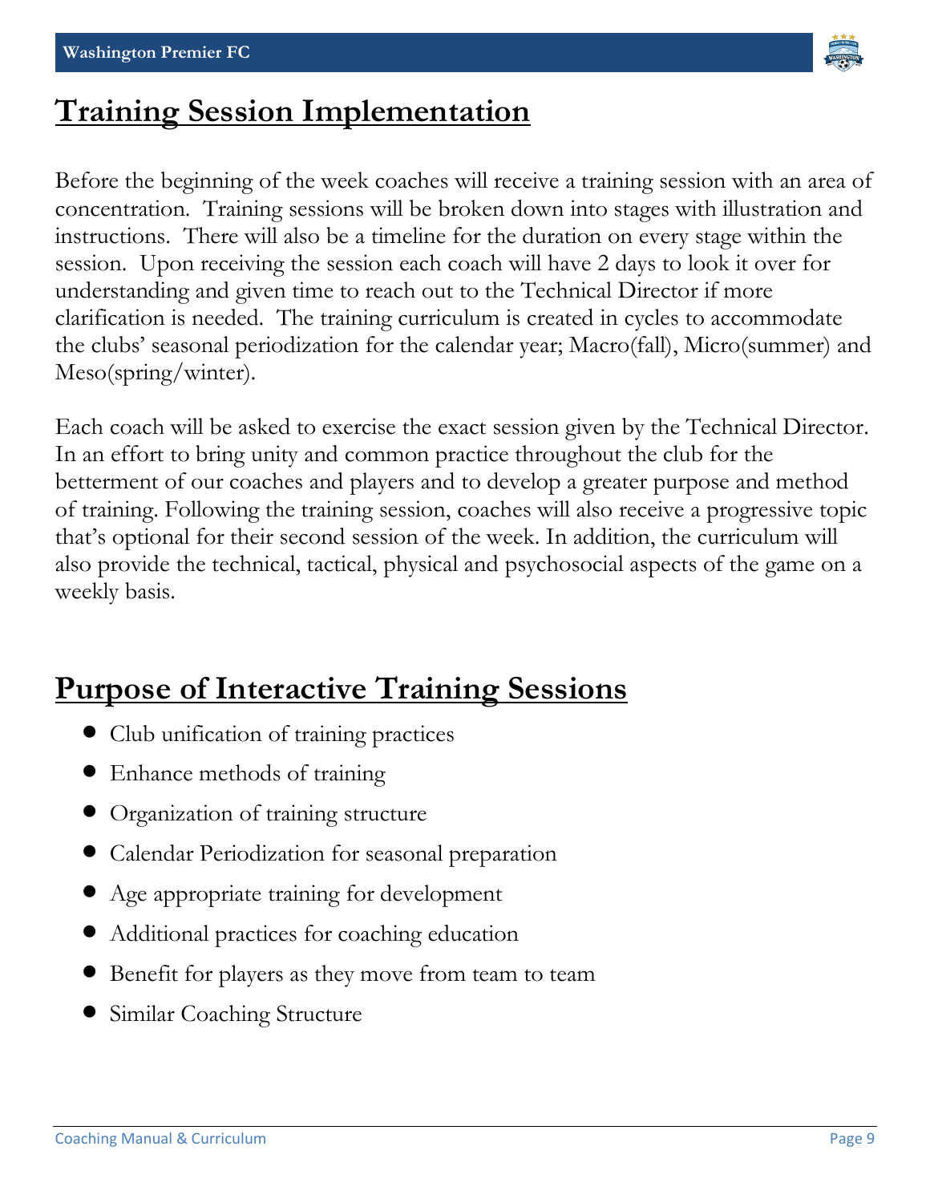# Training Session Implementation

Before the beginning of the week coaches will receive a training session with an area of concentration.  Training sessions will be broken down into stages with illustration and instructions.  There will also be a timeline for the duration on every stage within the session.  Upon receiving the session each coach will have 2 days to look it over for understanding and given time to reach out to the Technical Director if more clarification is needed.  The training curriculum is created in cycles to accommodate the clubs' seasonal periodization for the calendar year; Macro(fall), Micro(summer) and Meso(spring/winter).

Each coach will be asked to exercise the exact session given by the Technical Director. In an effort to bring unity and common practice throughout the club for the betterment of our coaches and players and to develop a greater purpose and method of training. Following the training session, coaches will also receive a progressive topic that's optional for their second session of the week. In addition, the curriculum will also provide the technical, tactical, physical and psychosocial aspects of the game on a weekly basis.

# Purpose of Interactive Training Sessions

- Club unification of training practices
- Enhance methods of training
- Organization of training structure
- Calendar Periodization for seasonal preparation
- Age appropriate training for development
- Additional practices for coaching education
- Benefit for players as they move from team to team
- Similar Coaching Structure